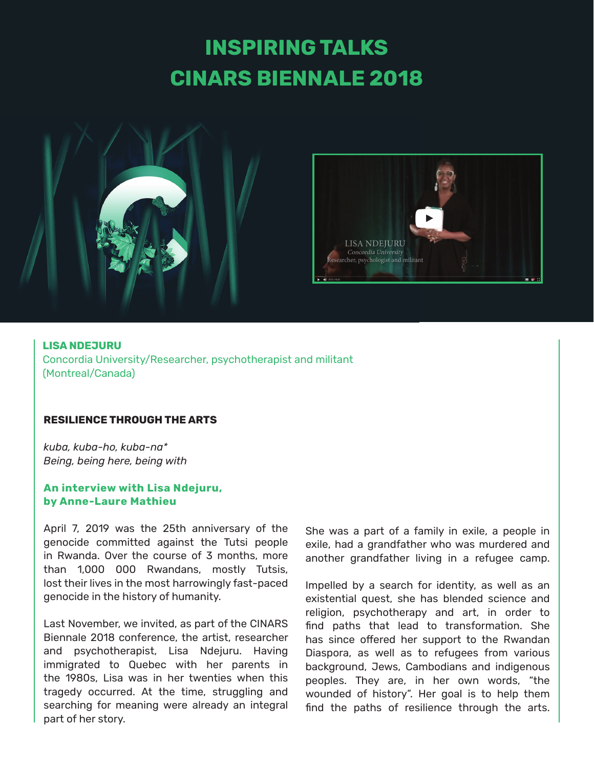# INSPIRING TALKS
# CINARS BIENNALE 2018

**LISA NDEJURU**
Concordia University/Researcher, psychotherapist and militant
(Montreal/Canada)

## RESILIENCE THROUGH THE ARTS

*kuba, kuba-ho, kuba-na**
*Being, being here, being with*

**An interview with Lisa Ndejuru, by Anne-Laure Mathieu**

April 7, 2019 was the 25th anniversary of the genocide committed against the Tutsi people in Rwanda. Over the course of 3 months, more than 1,000 000 Rwandans, mostly Tutsis, lost their lives in the most harrowingly fast-paced genocide in the history of humanity.

Last November, we invited, as part of the CINARS Biennale 2018 conference, the artist, researcher and psychotherapist, Lisa Ndejuru. Having immigrated to Quebec with her parents in the 1980s, Lisa was in her twenties when this tragedy occurred. At the time, struggling and searching for meaning were already an integral part of her story.

She was a part of a family in exile, a people in exile, had a grandfather who was murdered and another grandfather living in a refugee camp.

Impelled by a search for identity, as well as an existential quest, she has blended science and religion, psychotherapy and art, in order to find paths that lead to transformation. She has since offered her support to the Rwandan Diaspora, as well as to refugees from various background, Jews, Cambodians and indigenous peoples. They are, in her own words, “the wounded of history”. Her goal is to help them find the paths of resilience through the arts.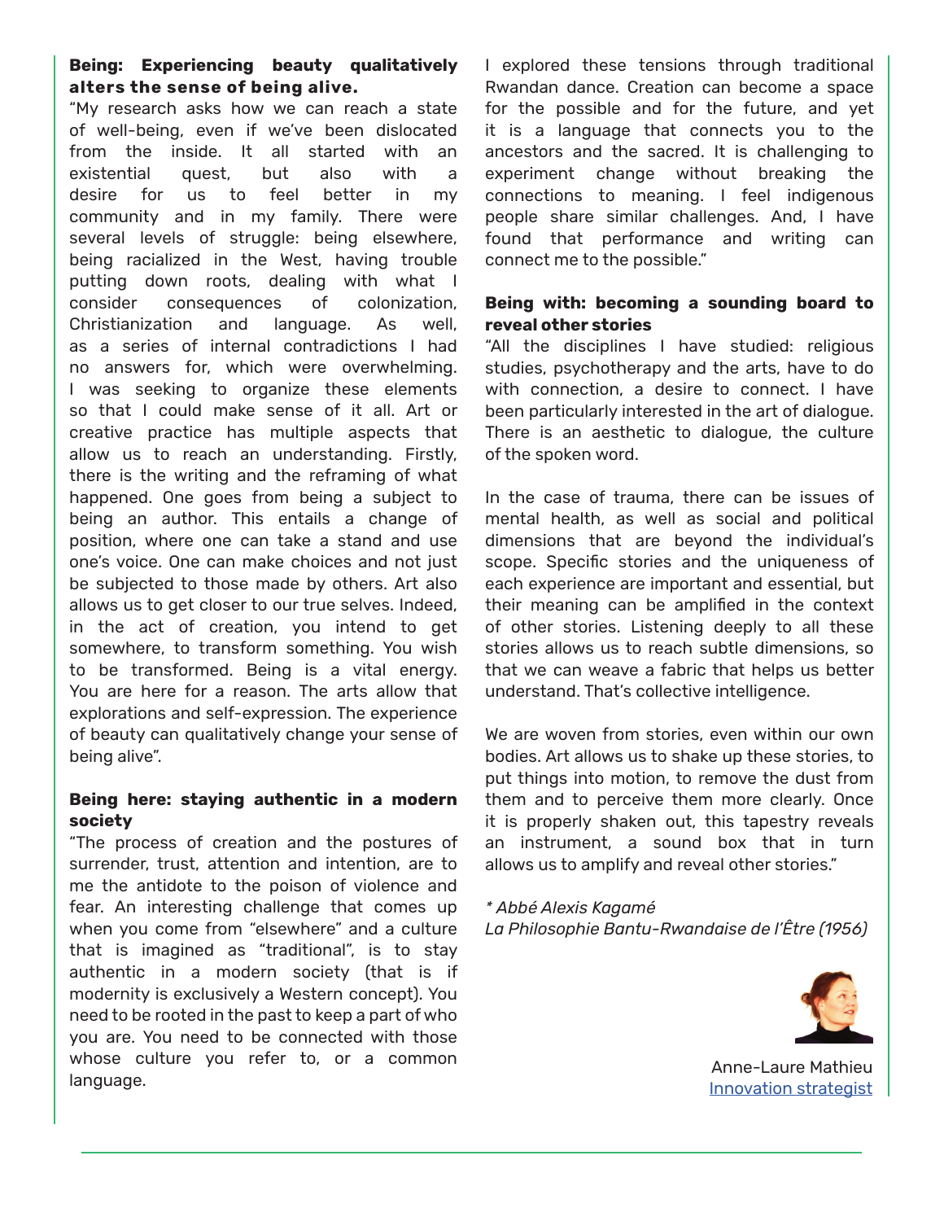**Being: Experiencing beauty qualitatively alters the sense of being alive.**

"My research asks how we can reach a state of well-being, even if we've been dislocated from the inside. It all started with an existential quest, but also with a desire for us to feel better in my community and in my family. There were several levels of struggle: being elsewhere, being racialized in the West, having trouble putting down roots, dealing with what I consider consequences of colonization, Christianization and language. As well, as a series of internal contradictions I had no answers for, which were overwhelming. I was seeking to organize these elements so that I could make sense of it all. Art or creative practice has multiple aspects that allow us to reach an understanding. Firstly, there is the writing and the reframing of what happened. One goes from being a subject to being an author. This entails a change of position, where one can take a stand and use one's voice. One can make choices and not just be subjected to those made by others. Art also allows us to get closer to our true selves. Indeed, in the act of creation, you intend to get somewhere, to transform something. You wish to be transformed. Being is a vital energy. You are here for a reason. The arts allow that explorations and self-expression. The experience of beauty can qualitatively change your sense of being alive".

**Being here: staying authentic in a modern society**

"The process of creation and the postures of surrender, trust, attention and intention, are to me the antidote to the poison of violence and fear. An interesting challenge that comes up when you come from "elsewhere" and a culture that is imagined as "traditional", is to stay authentic in a modern society (that is if modernity is exclusively a Western concept). You need to be rooted in the past to keep a part of who you are. You need to be connected with those whose culture you refer to, or a common language.

I explored these tensions through traditional Rwandan dance. Creation can become a space for the possible and for the future, and yet it is a language that connects you to the ancestors and the sacred. It is challenging to experiment change without breaking the connections to meaning. I feel indigenous people share similar challenges. And, I have found that performance and writing can connect me to the possible."

**Being with: becoming a sounding board to reveal other stories**

"All the disciplines I have studied: religious studies, psychotherapy and the arts, have to do with connection, a desire to connect. I have been particularly interested in the art of dialogue. There is an aesthetic to dialogue, the culture of the spoken word.

In the case of trauma, there can be issues of mental health, as well as social and political dimensions that are beyond the individual's scope. Specific stories and the uniqueness of each experience are important and essential, but their meaning can be amplified in the context of other stories. Listening deeply to all these stories allows us to reach subtle dimensions, so that we can weave a fabric that helps us better understand. That's collective intelligence.

We are woven from stories, even within our own bodies. Art allows us to shake up these stories, to put things into motion, to remove the dust from them and to perceive them more clearly. Once it is properly shaken out, this tapestry reveals an instrument, a sound box that in turn allows us to amplify and reveal other stories."

*\* Abbé Alexis Kagamé*
*La Philosophie Bantu-Rwandaise de l'Être (1956)*

Anne-Laure Mathieu
[Innovation strategist]